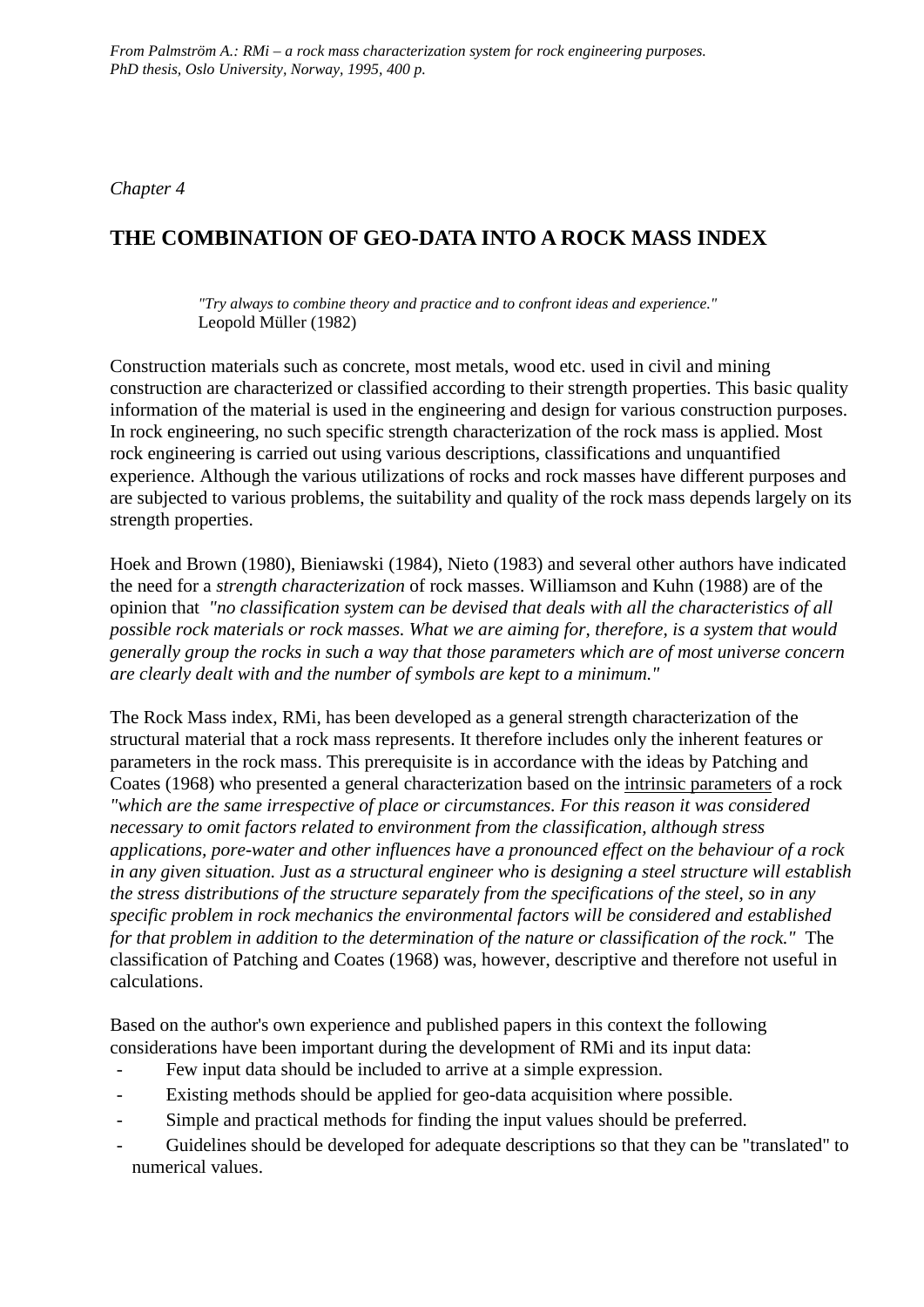*From Palmström A.: RMi – a rock mass characterization system for rock engineering purposes. PhD thesis, Oslo University, Norway, 1995, 400 p.*

*Chapter 4*

# THE COMBINATION OF GEO-DATA INTO A ROCK MASS INDEX

> *"Try always to combine theory and practice and to confront ideas and experience."*
> Leopold Müller (1982)

Construction materials such as concrete, most metals, wood etc. used in civil and mining construction are characterized or classified according to their strength properties. This basic quality information of the material is used in the engineering and design for various construction purposes. In rock engineering, no such specific strength characterization of the rock mass is applied. Most rock engineering is carried out using various descriptions, classifications and unquantified experience. Although the various utilizations of rocks and rock masses have different purposes and are subjected to various problems, the suitability and quality of the rock mass depends largely on its strength properties.

Hoek and Brown (1980), Bieniawski (1984), Nieto (1983) and several other authors have indicated the need for a *strength characterization* of rock masses. Williamson and Kuhn (1988) are of the opinion that *"no classification system can be devised that deals with all the characteristics of all possible rock materials or rock masses. What we are aiming for, therefore, is a system that would generally group the rocks in such a way that those parameters which are of most universe concern are clearly dealt with and the number of symbols are kept to a minimum."*

The Rock Mass index, RMi, has been developed as a general strength characterization of the structural material that a rock mass represents. It therefore includes only the inherent features or parameters in the rock mass. This prerequisite is in accordance with the ideas by Patching and Coates (1968) who presented a general characterization based on the intrinsic parameters of a rock *"which are the same irrespective of place or circumstances. For this reason it was considered necessary to omit factors related to environment from the classification, although stress applications, pore-water and other influences have a pronounced effect on the behaviour of a rock in any given situation. Just as a structural engineer who is designing a steel structure will establish the stress distributions of the structure separately from the specifications of the steel, so in any specific problem in rock mechanics the environmental factors will be considered and established for that problem in addition to the determination of the nature or classification of the rock."* The classification of Patching and Coates (1968) was, however, descriptive and therefore not useful in calculations.

Based on the author's own experience and published papers in this context the following considerations have been important during the development of RMi and its input data:

- Few input data should be included to arrive at a simple expression.
- Existing methods should be applied for geo-data acquisition where possible.
- Simple and practical methods for finding the input values should be preferred.
- Guidelines should be developed for adequate descriptions so that they can be "translated" to numerical values.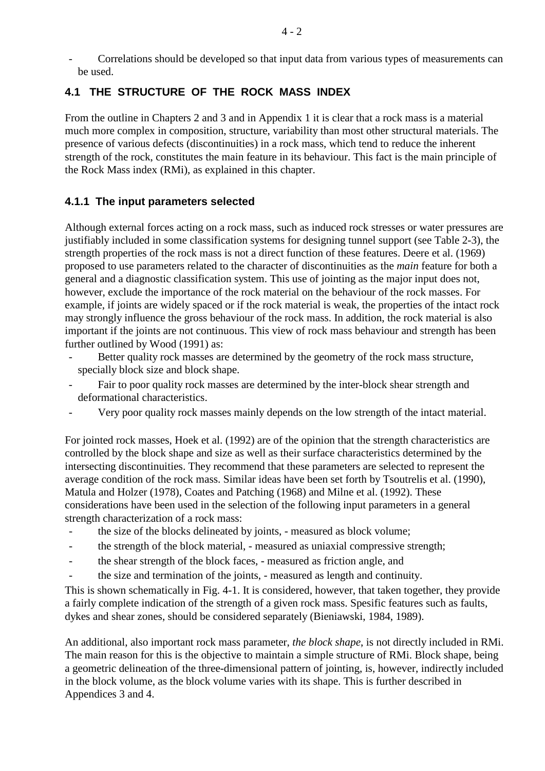- Correlations should be developed so that input data from various types of measurements can be used.

## 4.1 THE STRUCTURE OF THE ROCK MASS INDEX

From the outline in Chapters 2 and 3 and in Appendix 1 it is clear that a rock mass is a material much more complex in composition, structure, variability than most other structural materials. The presence of various defects (discontinuities) in a rock mass, which tend to reduce the inherent strength of the rock, constitutes the main feature in its behaviour. This fact is the main principle of the Rock Mass index (RMi), as explained in this chapter.

### 4.1.1 The input parameters selected

Although external forces acting on a rock mass, such as induced rock stresses or water pressures are justifiably included in some classification systems for designing tunnel support (see Table 2-3), the strength properties of the rock mass is not a direct function of these features. Deere et al. (1969) proposed to use parameters related to the character of discontinuities as the *main* feature for both a general and a diagnostic classification system. This use of jointing as the major input does not, however, exclude the importance of the rock material on the behaviour of the rock masses. For example, if joints are widely spaced or if the rock material is weak, the properties of the intact rock may strongly influence the gross behaviour of the rock mass. In addition, the rock material is also important if the joints are not continuous. This view of rock mass behaviour and strength has been further outlined by Wood (1991) as:

- Better quality rock masses are determined by the geometry of the rock mass structure, specially block size and block shape.
- Fair to poor quality rock masses are determined by the inter-block shear strength and deformational characteristics.
- Very poor quality rock masses mainly depends on the low strength of the intact material.

For jointed rock masses, Hoek et al. (1992) are of the opinion that the strength characteristics are controlled by the block shape and size as well as their surface characteristics determined by the intersecting discontinuities. They recommend that these parameters are selected to represent the average condition of the rock mass. Similar ideas have been set forth by Tsoutrelis et al. (1990), Matula and Holzer (1978), Coates and Patching (1968) and Milne et al. (1992). These considerations have been used in the selection of the following input parameters in a general strength characterization of a rock mass:

- the size of the blocks delineated by joints, - measured as block volume;
- the strength of the block material, - measured as uniaxial compressive strength;
- the shear strength of the block faces, - measured as friction angle, and
- the size and termination of the joints, - measured as length and continuity.

This is shown schematically in Fig. 4-1. It is considered, however, that taken together, they provide a fairly complete indication of the strength of a given rock mass. Spesific features such as faults, dykes and shear zones, should be considered separately (Bieniawski, 1984, 1989).

An additional, also important rock mass parameter, *the block shape*, is not directly included in RMi. The main reason for this is the objective to maintain a simple structure of RMi. Block shape, being a geometric delineation of the three-dimensional pattern of jointing, is, however, indirectly included in the block volume, as the block volume varies with its shape. This is further described in Appendices 3 and 4.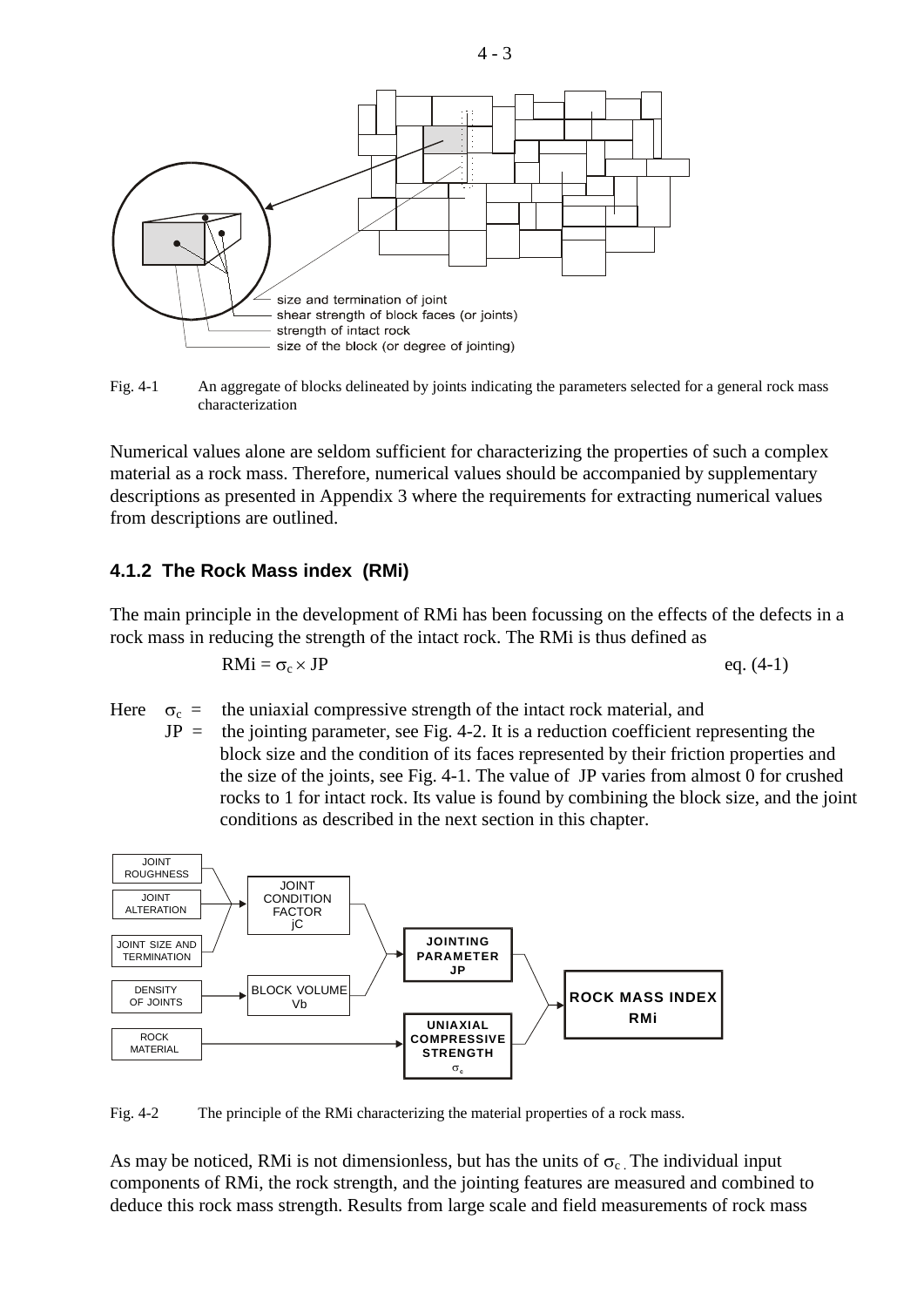Fig. 4-1 An aggregate of blocks delineated by joints indicating the parameters selected for a general rock mass characterization

Numerical values alone are seldom sufficient for characterizing the properties of such a complex material as a rock mass. Therefore, numerical values should be accompanied by supplementary descriptions as presented in Appendix 3 where the requirements for extracting numerical values from descriptions are outlined.

### 4.1.2 The Rock Mass index (RMi)

The main principle in the development of RMi has been focussing on the effects of the defects in a rock mass in reducing the strength of the intact rock. The RMi is thus defined as

$$\text{RMi} = \sigma_c \times \text{JP} \qquad \text{eq. (4-1)}$$

Here $\sigma_c$ = the uniaxial compressive strength of the intact rock material, and
JP = the jointing parameter, see Fig. 4-2. It is a reduction coefficient representing the block size and the condition of its faces represented by their friction properties and the size of the joints, see Fig. 4-1. The value of JP varies from almost 0 for crushed rocks to 1 for intact rock. Its value is found by combining the block size, and the joint conditions as described in the next section in this chapter.

Fig. 4-2 The principle of the RMi characterizing the material properties of a rock mass.

As may be noticed, RMi is not dimensionless, but has the units of $\sigma_c$. The individual input components of RMi, the rock strength, and the jointing features are measured and combined to deduce this rock mass strength. Results from large scale and field measurements of rock mass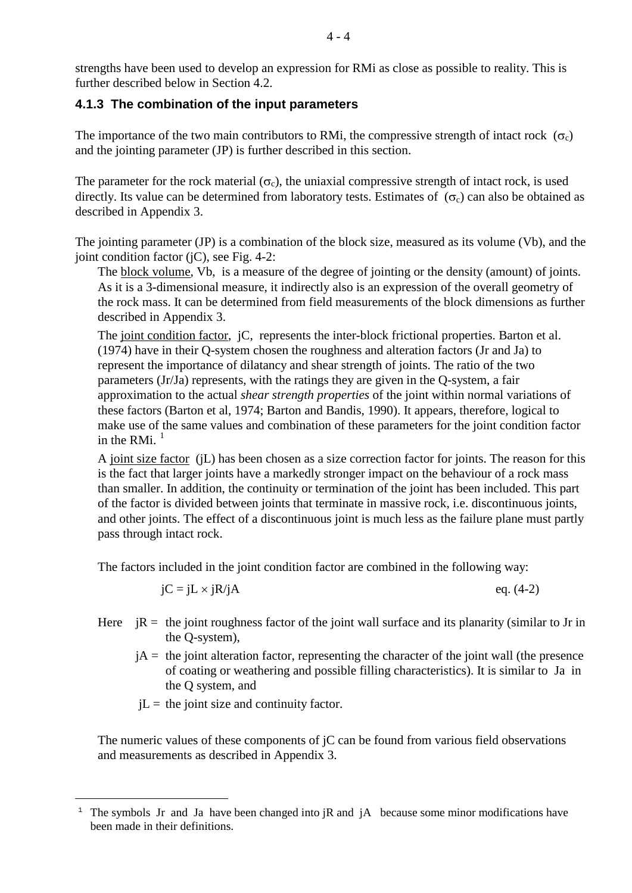strengths have been used to develop an expression for RMi as close as possible to reality. This is further described below in Section 4.2.

### 4.1.3 The combination of the input parameters

The importance of the two main contributors to RMi, the compressive strength of intact rock ($\sigma_c$) and the jointing parameter (JP) is further described in this section.

The parameter for the rock material ($\sigma_c$), the uniaxial compressive strength of intact rock, is used directly. Its value can be determined from laboratory tests. Estimates of ($\sigma_c$) can also be obtained as described in Appendix 3.

The jointing parameter (JP) is a combination of the block size, measured as its volume (Vb), and the joint condition factor (jC), see Fig. 4-2:

The block volume, Vb, is a measure of the degree of jointing or the density (amount) of joints. As it is a 3-dimensional measure, it indirectly also is an expression of the overall geometry of the rock mass. It can be determined from field measurements of the block dimensions as further described in Appendix 3.

The joint condition factor, jC, represents the inter-block frictional properties. Barton et al. (1974) have in their Q-system chosen the roughness and alteration factors (Jr and Ja) to represent the importance of dilatancy and shear strength of joints. The ratio of the two parameters (Jr/Ja) represents, with the ratings they are given in the Q-system, a fair approximation to the actual *shear strength properties* of the joint within normal variations of these factors (Barton et al, 1974; Barton and Bandis, 1990). It appears, therefore, logical to make use of the same values and combination of these parameters for the joint condition factor in the RMi. [1]

A joint size factor (jL) has been chosen as a size correction factor for joints. The reason for this is the fact that larger joints have a markedly stronger impact on the behaviour of a rock mass than smaller. In addition, the continuity or termination of the joint has been included. This part of the factor is divided between joints that terminate in massive rock, i.e. discontinuous joints, and other joints. The effect of a discontinuous joint is much less as the failure plane must partly pass through intact rock.

The factors included in the joint condition factor are combined in the following way:

$$jC = jL \times jR/jA \qquad \text{eq. (4-2)}$$

Here
- jR = the joint roughness factor of the joint wall surface and its planarity (similar to Jr in the Q-system),
- jA = the joint alteration factor, representing the character of the joint wall (the presence of coating or weathering and possible filling characteristics). It is similar to Ja in the Q system, and
- jL = the joint size and continuity factor.

The numeric values of these components of jC can be found from various field observations and measurements as described in Appendix 3.

---

[1] The symbols Jr and Ja have been changed into jR and jA because some minor modifications have been made in their definitions.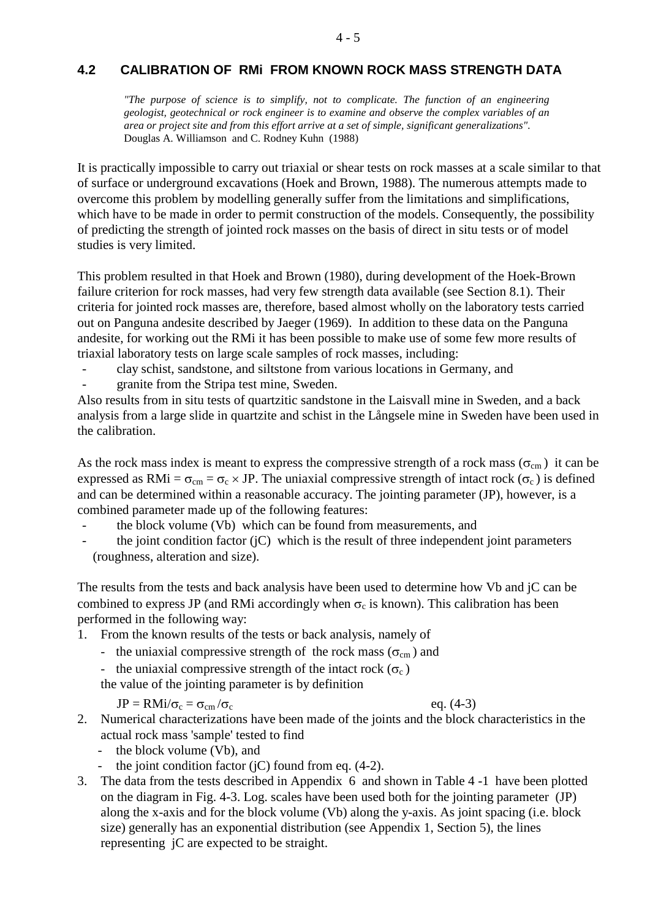## 4.2 CALIBRATION OF RMi FROM KNOWN ROCK MASS STRENGTH DATA

> *"The purpose of science is to simplify, not to complicate. The function of an engineering geologist, geotechnical or rock engineer is to examine and observe the complex variables of an area or project site and from this effort arrive at a set of simple, significant generalizations".*
> Douglas A. Williamson and C. Rodney Kuhn (1988)

It is practically impossible to carry out triaxial or shear tests on rock masses at a scale similar to that of surface or underground excavations (Hoek and Brown, 1988). The numerous attempts made to overcome this problem by modelling generally suffer from the limitations and simplifications, which have to be made in order to permit construction of the models. Consequently, the possibility of predicting the strength of jointed rock masses on the basis of direct in situ tests or of model studies is very limited.

This problem resulted in that Hoek and Brown (1980), during development of the Hoek-Brown failure criterion for rock masses, had very few strength data available (see Section 8.1). Their criteria for jointed rock masses are, therefore, based almost wholly on the laboratory tests carried out on Panguna andesite described by Jaeger (1969). In addition to these data on the Panguna andesite, for working out the RMi it has been possible to make use of some few more results of triaxial laboratory tests on large scale samples of rock masses, including:

- clay schist, sandstone, and siltstone from various locations in Germany, and
- granite from the Stripa test mine, Sweden.

Also results from in situ tests of quartzitic sandstone in the Laisvall mine in Sweden, and a back analysis from a large slide in quartzite and schist in the Långsele mine in Sweden have been used in the calibration.

As the rock mass index is meant to express the compressive strength of a rock mass ($\sigma_{cm}$) it can be expressed as RMi = $\sigma_{cm} = \sigma_c \times$ JP. The uniaxial compressive strength of intact rock ($\sigma_c$) is defined and can be determined within a reasonable accuracy. The jointing parameter (JP), however, is a combined parameter made up of the following features:

- the block volume (Vb) which can be found from measurements, and
- the joint condition factor (jC) which is the result of three independent joint parameters (roughness, alteration and size).

The results from the tests and back analysis have been used to determine how Vb and jC can be combined to express JP (and RMi accordingly when $\sigma_c$ is known). This calibration has been performed in the following way:

1. From the known results of the tests or back analysis, namely of
   - the uniaxial compressive strength of the rock mass ($\sigma_{cm}$) and
   - the uniaxial compressive strength of the intact rock ($\sigma_c$)

   the value of the jointing parameter is by definition

   $$JP = RMi/\sigma_c = \sigma_{cm}/\sigma_c \qquad \text{eq. (4-3)}$$

2. Numerical characterizations have been made of the joints and the block characteristics in the actual rock mass 'sample' tested to find
   - the block volume (Vb), and
   - the joint condition factor (jC) found from eq. (4-2).
3. The data from the tests described in Appendix 6 and shown in Table 4 -1 have been plotted on the diagram in Fig. 4-3. Log. scales have been used both for the jointing parameter (JP) along the x-axis and for the block volume (Vb) along the y-axis. As joint spacing (i.e. block size) generally has an exponential distribution (see Appendix 1, Section 5), the lines representing jC are expected to be straight.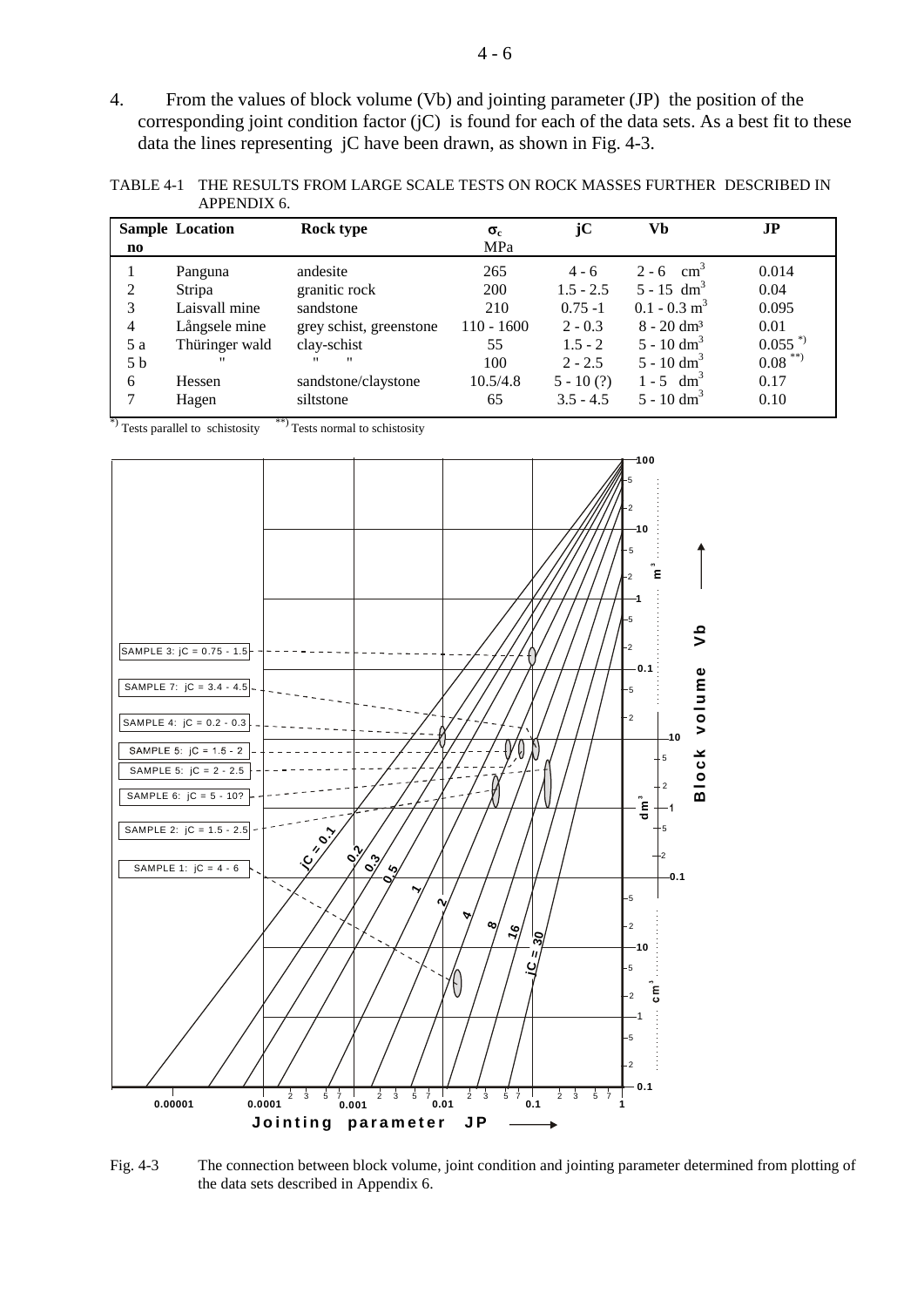4. From the values of block volume (Vb) and jointing parameter (JP) the position of the corresponding joint condition factor (jC) is found for each of the data sets. As a best fit to these data the lines representing jC have been drawn, as shown in Fig. 4-3.

TABLE 4-1 THE RESULTS FROM LARGE SCALE TESTS ON ROCK MASSES FURTHER DESCRIBED IN APPENDIX 6.

| Sample no | Location | Rock type | $\sigma_c$ MPa | jC | Vb | JP |
|---|---|---|---|---|---|---|
| 1 | Panguna | andesite | 265 | 4 - 6 | 2 - 6 $cm^3$ | 0.014 |
| 2 | Stripa | granitic rock | 200 | 1.5 - 2.5 | 5 - 15 $dm^3$ | 0.04 |
| 3 | Laisvall mine | sandstone | 210 | 0.75 -1 | 0.1 - 0.3 $m^3$ | 0.095 |
| 4 | Långsele mine | grey schist, greenstone | 110 - 1600 | 2 - 0.3 | 8 - 20 $dm^3$ | 0.01 |
| 5 a | Thüringer wald | clay-schist | 55 | 1.5 - 2 | 5 - 10 $dm^3$ | 0.055 *) |
| 5 b | " | " " | 100 | 2 - 2.5 | 5 - 10 $dm^3$ | 0.08 **) |
| 6 | Hessen | sandstone/claystone | 10.5/4.8 | 5 - 10 (?) | 1 - 5 $dm^3$ | 0.17 |
| 7 | Hagen | siltstone | 65 | 3.5 - 4.5 | 5 - 10 $dm^3$ | 0.10 |

*) Tests parallel to schistosity **) Tests normal to schistosity

Fig. 4-3 The connection between block volume, joint condition and jointing parameter determined from plotting of the data sets described in Appendix 6.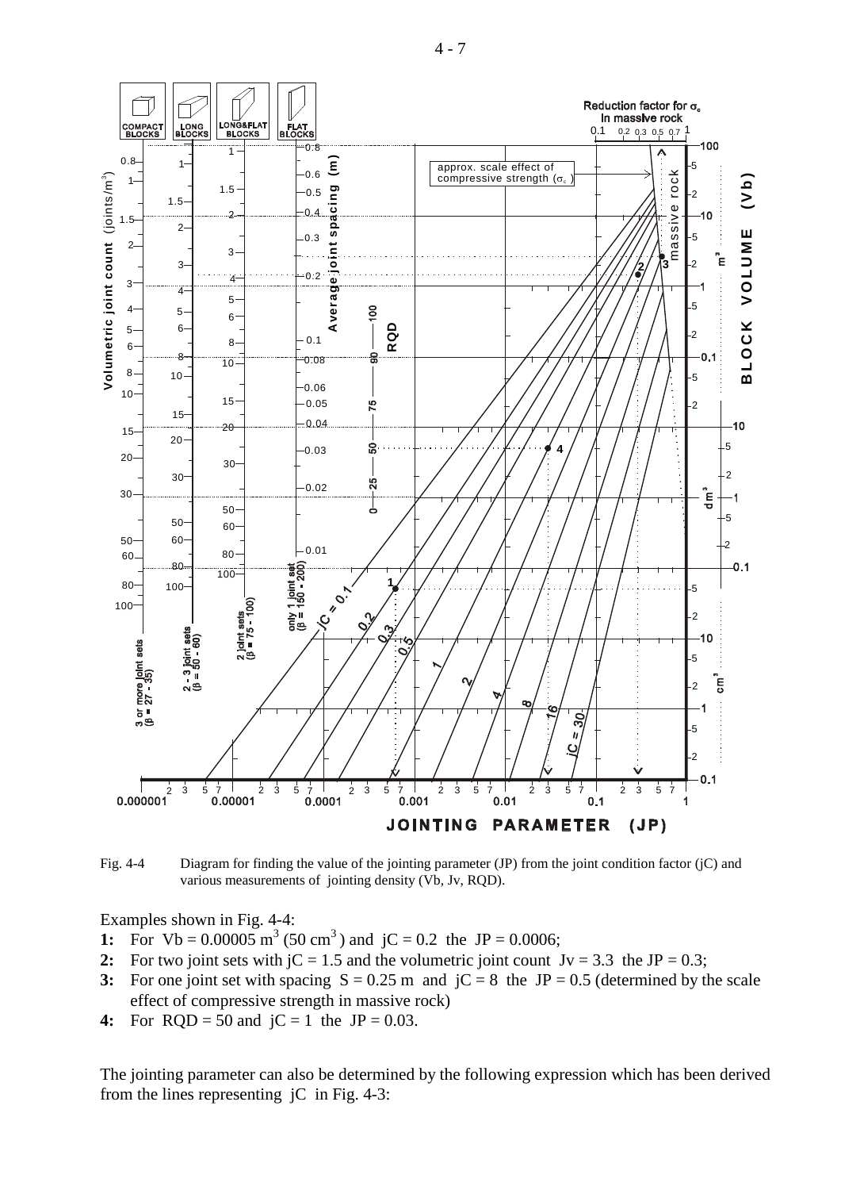Fig. 4-4 Diagram for finding the value of the jointing parameter (JP) from the joint condition factor (jC) and various measurements of jointing density (Vb, Jv, RQD).

Examples shown in Fig. 4-4:

**1:** For Vb = 0.00005 $m^3$ (50 $cm^3$) and jC = 0.2 the JP = 0.0006;

**2:** For two joint sets with jC = 1.5 and the volumetric joint count Jv = 3.3 the JP = 0.3;

**3:** For one joint set with spacing S = 0.25 m and jC = 8 the JP = 0.5 (determined by the scale effect of compressive strength in massive rock)

**4:** For RQD = 50 and jC = 1 the JP = 0.03.

The jointing parameter can also be determined by the following expression which has been derived from the lines representing jC in Fig. 4-3: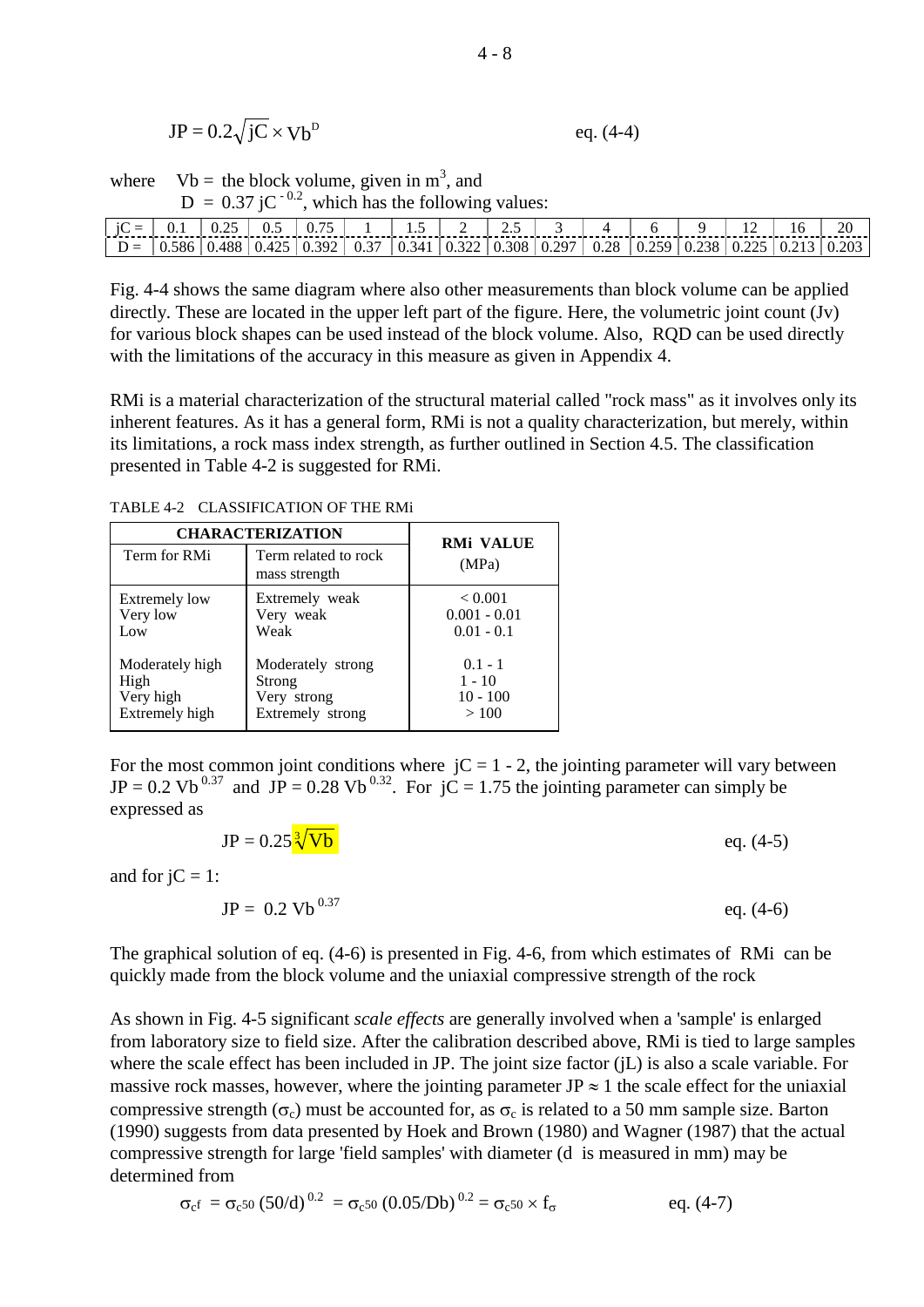$$JP = 0.2\sqrt{jC} \times Vb^{D} \qquad \text{eq. (4-4)}$$

where $Vb$ = the block volume, given in $m^3$, and
$D = 0.37\ jC^{-0.2}$, which has the following values:

| jC = | 0.1 | 0.25 | 0.5 | 0.75 | 1 | 1.5 | 2 | 2.5 | 3 | 4 | 6 | 9 | 12 | 16 | 20 |
|---|---|---|---|---|---|---|---|---|---|---|---|---|---|---|---|
| D = | 0.586 | 0.488 | 0.425 | 0.392 | 0.37 | 0.341 | 0.322 | 0.308 | 0.297 | 0.28 | 0.259 | 0.238 | 0.225 | 0.213 | 0.203 |

Fig. 4-4 shows the same diagram where also other measurements than block volume can be applied directly. These are located in the upper left part of the figure. Here, the volumetric joint count (Jv) for various block shapes can be used instead of the block volume. Also, RQD can be used directly with the limitations of the accuracy in this measure as given in Appendix 4.

RMi is a material characterization of the structural material called "rock mass" as it involves only its inherent features. As it has a general form, RMi is not a quality characterization, but merely, within its limitations, a rock mass index strength, as further outlined in Section 4.5. The classification presented in Table 4-2 is suggested for RMi.

TABLE 4-2 CLASSIFICATION OF THE RMi

| CHARACTERIZATION | | RMi VALUE |
|---|---|---|
| Term for RMi | Term related to rock mass strength | (MPa) |
| Extremely low | Extremely weak | < 0.001 |
| Very low | Very weak | 0.001 - 0.01 |
| Low | Weak | 0.01 - 0.1 |
| Moderately high | Moderately strong | 0.1 - 1 |
| High | Strong | 1 - 10 |
| Very high | Very strong | 10 - 100 |
| Extremely high | Extremely strong | > 100 |

For the most common joint conditions where $jC = 1 - 2$, the jointing parameter will vary between $JP = 0.2\ Vb^{0.37}$ and $JP = 0.28\ Vb^{0.32}$. For $jC = 1.75$ the jointing parameter can simply be expressed as

$$JP = 0.25\sqrt[3]{Vb} \qquad \text{eq. (4-5)}$$

and for $jC = 1$:

$$JP = 0.2\ Vb^{0.37} \qquad \text{eq. (4-6)}$$

The graphical solution of eq. (4-6) is presented in Fig. 4-6, from which estimates of RMi can be quickly made from the block volume and the uniaxial compressive strength of the rock

As shown in Fig. 4-5 significant *scale effects* are generally involved when a 'sample' is enlarged from laboratory size to field size. After the calibration described above, RMi is tied to large samples where the scale effect has been included in JP. The joint size factor (jL) is also a scale variable. For massive rock masses, however, where the jointing parameter $JP \approx 1$ the scale effect for the uniaxial compressive strength ($\sigma_c$) must be accounted for, as $\sigma_c$ is related to a 50 mm sample size. Barton (1990) suggests from data presented by Hoek and Brown (1980) and Wagner (1987) that the actual compressive strength for large 'field samples' with diameter (d is measured in mm) may be determined from

$$\sigma_{cf} = \sigma_{c50}\ (50/d)^{0.2} = \sigma_{c50}\ (0.05/Db)^{0.2} = \sigma_{c50} \times f_{\sigma} \qquad \text{eq. (4-7)}$$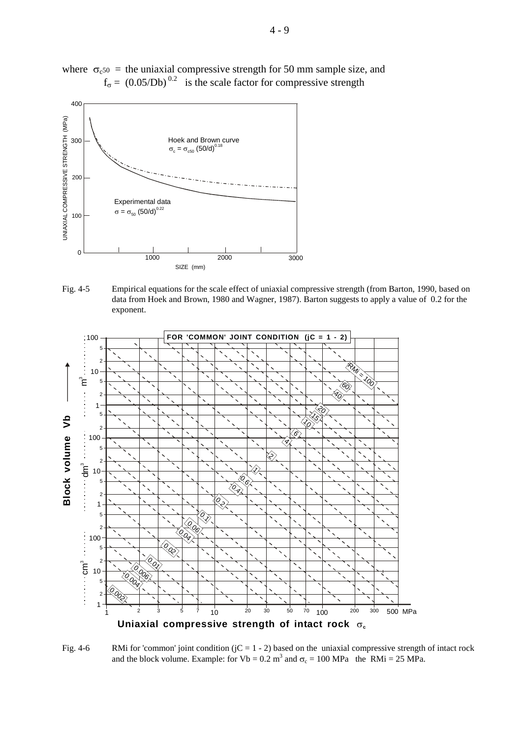where $\sigma_{c50}$ = the uniaxial compressive strength for 50 mm sample size, and
$f_\sigma = (0.05/Db)^{0.2}$ is the scale factor for compressive strength

Fig. 4-5 Empirical equations for the scale effect of uniaxial compressive strength (from Barton, 1990, based on data from Hoek and Brown, 1980 and Wagner, 1987). Barton suggests to apply a value of 0.2 for the exponent.

Fig. 4-6 RMi for 'common' joint condition (jC = 1 - 2) based on the uniaxial compressive strength of intact rock and the block volume. Example: for $Vb = 0.2\ m^3$ and $\sigma_c = 100$ MPa the RMi = 25 MPa.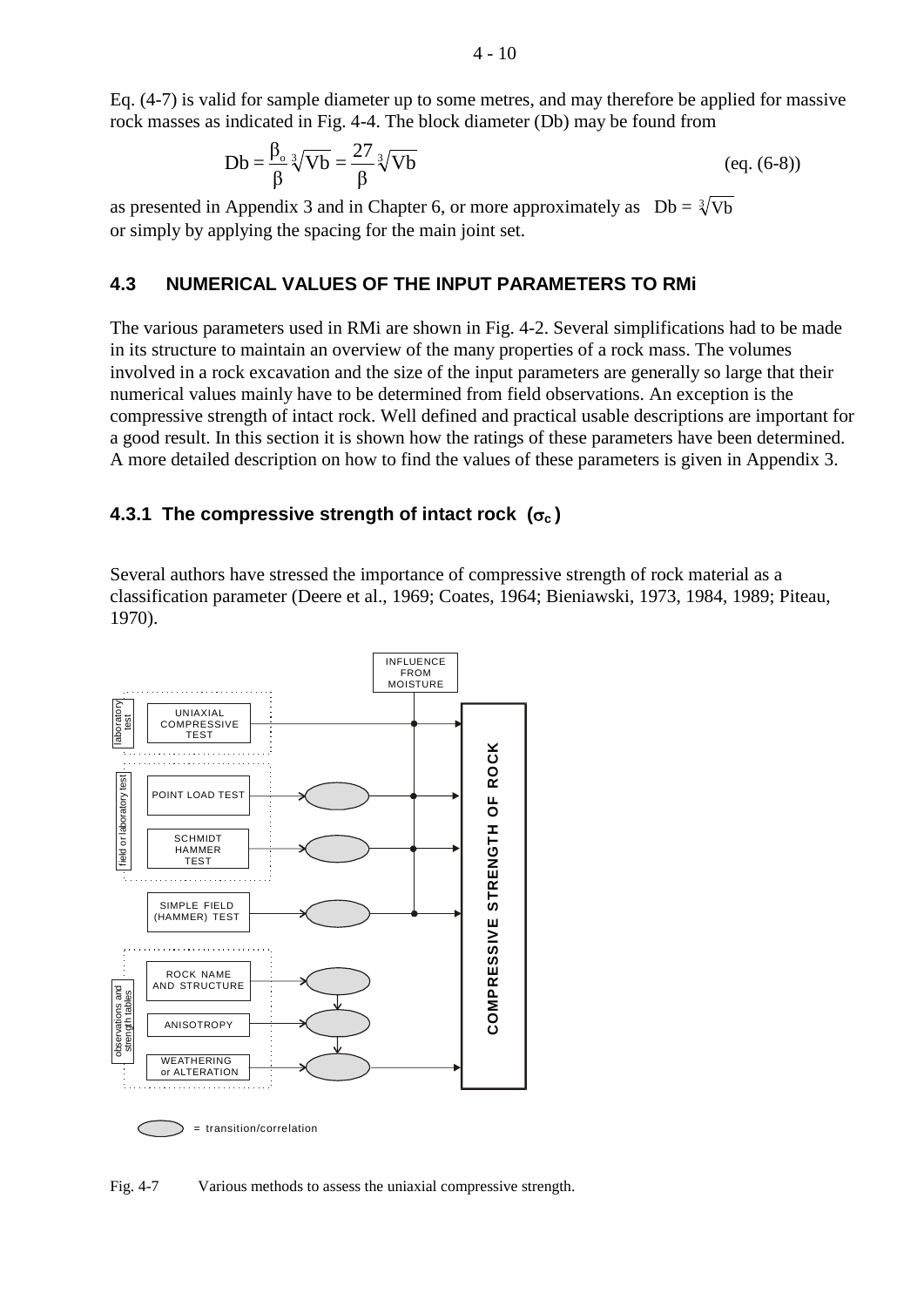Eq. (4-7) is valid for sample diameter up to some metres, and may therefore be applied for massive rock masses as indicated in Fig. 4-4. The block diameter (Db) may be found from

$$\mathrm{Db} = \frac{\beta_o}{\beta}\sqrt[3]{\mathrm{Vb}} = \frac{27}{\beta}\sqrt[3]{\mathrm{Vb}} \qquad \text{(eq. (6-8))}$$

as presented in Appendix 3 and in Chapter 6, or more approximately as $\mathrm{Db} = \sqrt[3]{\mathrm{Vb}}$ or simply by applying the spacing for the main joint set.

## 4.3 NUMERICAL VALUES OF THE INPUT PARAMETERS TO RMi

The various parameters used in RMi are shown in Fig. 4-2. Several simplifications had to be made in its structure to maintain an overview of the many properties of a rock mass. The volumes involved in a rock excavation and the size of the input parameters are generally so large that their numerical values mainly have to be determined from field observations. An exception is the compressive strength of intact rock. Well defined and practical usable descriptions are important for a good result. In this section it is shown how the ratings of these parameters have been determined. A more detailed description on how to find the values of these parameters is given in Appendix 3.

### 4.3.1 The compressive strength of intact rock ($\sigma_c$)

Several authors have stressed the importance of compressive strength of rock material as a classification parameter (Deere et al., 1969; Coates, 1964; Bieniawski, 1973, 1984, 1989; Piteau, 1970).

Fig. 4-7 Various methods to assess the uniaxial compressive strength.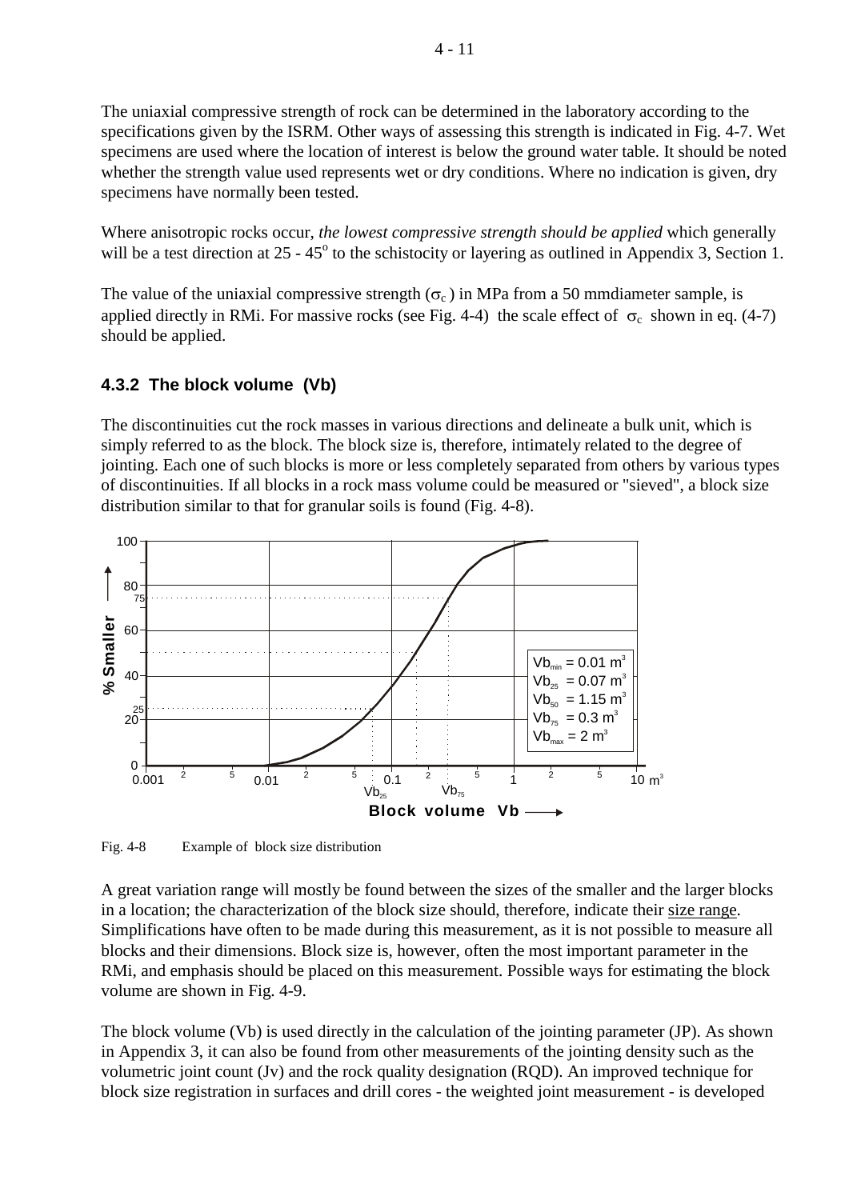The uniaxial compressive strength of rock can be determined in the laboratory according to the specifications given by the ISRM. Other ways of assessing this strength is indicated in Fig. 4-7. Wet specimens are used where the location of interest is below the ground water table. It should be noted whether the strength value used represents wet or dry conditions. Where no indication is given, dry specimens have normally been tested.

Where anisotropic rocks occur, *the lowest compressive strength should be applied* which generally will be a test direction at 25 - 45$^o$ to the schistocity or layering as outlined in Appendix 3, Section 1.

The value of the uniaxial compressive strength ($\sigma_c$ ) in MPa from a 50 mmdiameter sample, is applied directly in RMi. For massive rocks (see Fig. 4-4) the scale effect of $\sigma_c$ shown in eq. (4-7) should be applied.

### 4.3.2 The block volume (Vb)

The discontinuities cut the rock masses in various directions and delineate a bulk unit, which is simply referred to as the block. The block size is, therefore, intimately related to the degree of jointing. Each one of such blocks is more or less completely separated from others by various types of discontinuities. If all blocks in a rock mass volume could be measured or "sieved", a block size distribution similar to that for granular soils is found (Fig. 4-8).

$Vb_{min}$ = 0.01 m$^3$
$Vb_{25}$ = 0.07 m$^3$
$Vb_{50}$ = 1.15 m$^3$
$Vb_{75}$ = 0.3 m$^3$
$Vb_{max}$ = 2 m$^3$

Fig. 4-8 Example of block size distribution

A great variation range will mostly be found between the sizes of the smaller and the larger blocks in a location; the characterization of the block size should, therefore, indicate their size range. Simplifications have often to be made during this measurement, as it is not possible to measure all blocks and their dimensions. Block size is, however, often the most important parameter in the RMi, and emphasis should be placed on this measurement. Possible ways for estimating the block volume are shown in Fig. 4-9.

The block volume (Vb) is used directly in the calculation of the jointing parameter (JP). As shown in Appendix 3, it can also be found from other measurements of the jointing density such as the volumetric joint count (Jv) and the rock quality designation (RQD). An improved technique for block size registration in surfaces and drill cores - the weighted joint measurement - is developed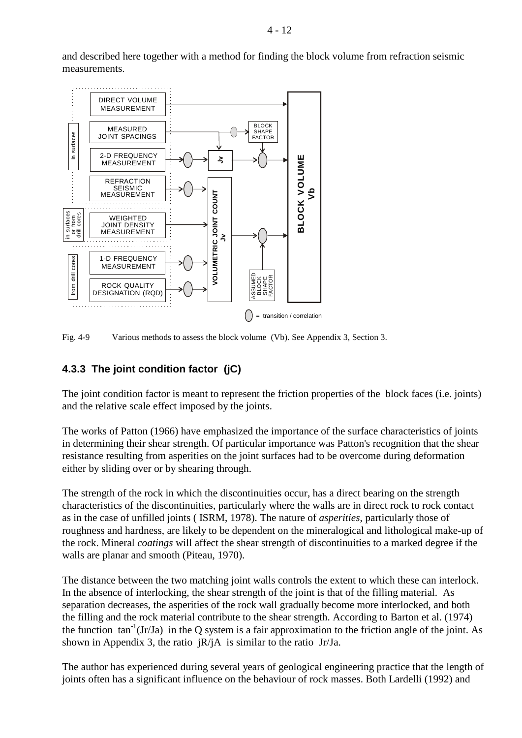and described here together with a method for finding the block volume from refraction seismic measurements.

Fig. 4-9 Various methods to assess the block volume (Vb). See Appendix 3, Section 3.

### 4.3.3 The joint condition factor (jC)

The joint condition factor is meant to represent the friction properties of the block faces (i.e. joints) and the relative scale effect imposed by the joints.

The works of Patton (1966) have emphasized the importance of the surface characteristics of joints in determining their shear strength. Of particular importance was Patton's recognition that the shear resistance resulting from asperities on the joint surfaces had to be overcome during deformation either by sliding over or by shearing through.

The strength of the rock in which the discontinuities occur, has a direct bearing on the strength characteristics of the discontinuities, particularly where the walls are in direct rock to rock contact as in the case of unfilled joints ( ISRM, 1978). The nature of *asperities*, particularly those of roughness and hardness, are likely to be dependent on the mineralogical and lithological make-up of the rock. Mineral *coatings* will affect the shear strength of discontinuities to a marked degree if the walls are planar and smooth (Piteau, 1970).

The distance between the two matching joint walls controls the extent to which these can interlock. In the absence of interlocking, the shear strength of the joint is that of the filling material. As separation decreases, the asperities of the rock wall gradually become more interlocked, and both the filling and the rock material contribute to the shear strength. According to Barton et al. (1974) the function $\tan^{-1}(Jr/Ja)$ in the Q system is a fair approximation to the friction angle of the joint. As shown in Appendix 3, the ratio jR/jA is similar to the ratio Jr/Ja.

The author has experienced during several years of geological engineering practice that the length of joints often has a significant influence on the behaviour of rock masses. Both Lardelli (1992) and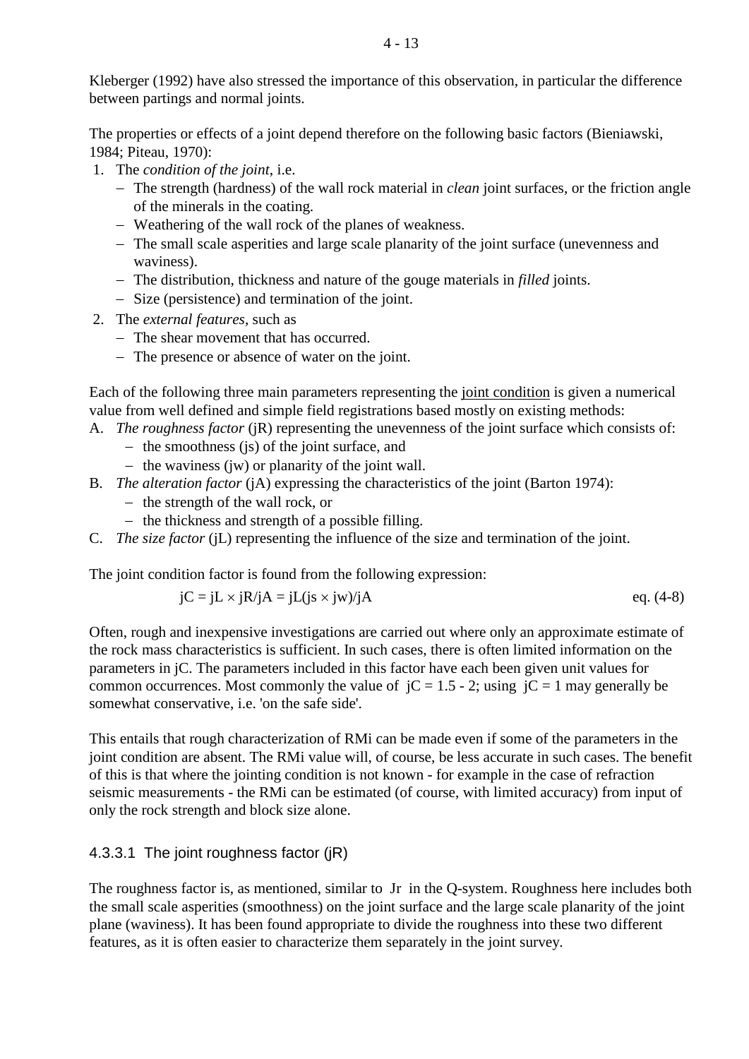Kleberger (1992) have also stressed the importance of this observation, in particular the difference between partings and normal joints.

The properties or effects of a joint depend therefore on the following basic factors (Bieniawski, 1984; Piteau, 1970):

1. The *condition of the joint*, i.e.
   - The strength (hardness) of the wall rock material in *clean* joint surfaces, or the friction angle of the minerals in the coating.
   - Weathering of the wall rock of the planes of weakness.
   - The small scale asperities and large scale planarity of the joint surface (unevenness and waviness).
   - The distribution, thickness and nature of the gouge materials in *filled* joints.
   - Size (persistence) and termination of the joint.
2. The *external features*, such as
   - The shear movement that has occurred.
   - The presence or absence of water on the joint.

Each of the following three main parameters representing the joint condition is given a numerical value from well defined and simple field registrations based mostly on existing methods:

A. *The roughness factor* (jR) representing the unevenness of the joint surface which consists of:
   - the smoothness (js) of the joint surface, and
   - the waviness (jw) or planarity of the joint wall.

B. *The alteration factor* (jA) expressing the characteristics of the joint (Barton 1974):
   - the strength of the wall rock, or
   - the thickness and strength of a possible filling.

C. *The size factor* (jL) representing the influence of the size and termination of the joint.

The joint condition factor is found from the following expression:

$$jC = jL \times jR/jA = jL(js \times jw)/jA \qquad \text{eq. (4-8)}$$

Often, rough and inexpensive investigations are carried out where only an approximate estimate of the rock mass characteristics is sufficient. In such cases, there is often limited information on the parameters in jC. The parameters included in this factor have each been given unit values for common occurrences. Most commonly the value of jC = 1.5 - 2; using jC = 1 may generally be somewhat conservative, i.e. 'on the safe side'.

This entails that rough characterization of RMi can be made even if some of the parameters in the joint condition are absent. The RMi value will, of course, be less accurate in such cases. The benefit of this is that where the jointing condition is not known - for example in the case of refraction seismic measurements - the RMi can be estimated (of course, with limited accuracy) from input of only the rock strength and block size alone.

#### 4.3.3.1 The joint roughness factor (jR)

The roughness factor is, as mentioned, similar to Jr in the Q-system. Roughness here includes both the small scale asperities (smoothness) on the joint surface and the large scale planarity of the joint plane (waviness). It has been found appropriate to divide the roughness into these two different features, as it is often easier to characterize them separately in the joint survey.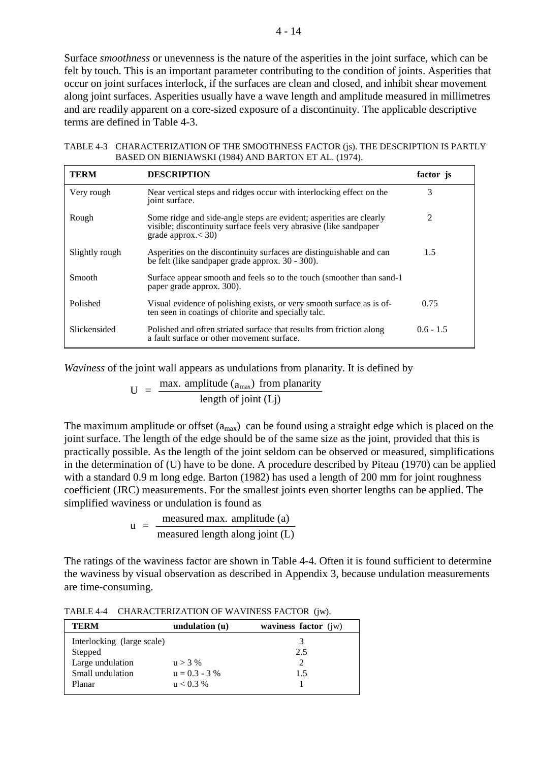Surface *smoothness* or unevenness is the nature of the asperities in the joint surface, which can be felt by touch. This is an important parameter contributing to the condition of joints. Asperities that occur on joint surfaces interlock, if the surfaces are clean and closed, and inhibit shear movement along joint surfaces. Asperities usually have a wave length and amplitude measured in millimetres and are readily apparent on a core-sized exposure of a discontinuity. The applicable descriptive terms are defined in Table 4-3.

TABLE 4-3 CHARACTERIZATION OF THE SMOOTHNESS FACTOR (js). THE DESCRIPTION IS PARTLY BASED ON BIENIAWSKI (1984) AND BARTON ET AL. (1974).

| TERM | DESCRIPTION | factor js |
|---|---|---|
| Very rough | Near vertical steps and ridges occur with interlocking effect on the joint surface. | 3 |
| Rough | Some ridge and side-angle steps are evident; asperities are clearly visible; discontinuity surface feels very abrasive (like sandpaper grade approx.< 30) | 2 |
| Slightly rough | Asperities on the discontinuity surfaces are distinguishable and can be felt (like sandpaper grade approx. 30 - 300). | 1.5 |
| Smooth | Surface appear smooth and feels so to the touch (smoother than sandpaper grade approx. 300). | 1 |
| Polished | Visual evidence of polishing exists, or very smooth surface as is often seen in coatings of chlorite and specially talc. | 0.75 |
| Slickensided | Polished and often striated surface that results from friction along a fault surface or other movement surface. | 0.6 - 1.5 |

*Waviness* of the joint wall appears as undulations from planarity. It is defined by

$$U = \frac{\text{max. amplitude } (a_{max}) \text{ from planarity}}{\text{length of joint (Lj)}}$$

The maximum amplitude or offset ($a_{max}$) can be found using a straight edge which is placed on the joint surface. The length of the edge should be of the same size as the joint, provided that this is practically possible. As the length of the joint seldom can be observed or measured, simplifications in the determination of (U) have to be done. A procedure described by Piteau (1970) can be applied with a standard 0.9 m long edge. Barton (1982) has used a length of 200 mm for joint roughness coefficient (JRC) measurements. For the smallest joints even shorter lengths can be applied. The simplified waviness or undulation is found as

$$u = \frac{\text{measured max. amplitude (a)}}{\text{measured length along joint (L)}}$$

The ratings of the waviness factor are shown in Table 4-4. Often it is found sufficient to determine the waviness by visual observation as described in Appendix 3, because undulation measurements are time-consuming.

TABLE 4-4 CHARACTERIZATION OF WAVINESS FACTOR (jw).

| TERM | undulation (u) | waviness factor (jw) |
|---|---|---|
| Interlocking (large scale) | | 3 |
| Stepped | | 2.5 |
| Large undulation | u > 3 % | 2 |
| Small undulation | u = 0.3 - 3 % | 1.5 |
| Planar | u < 0.3 % | 1 |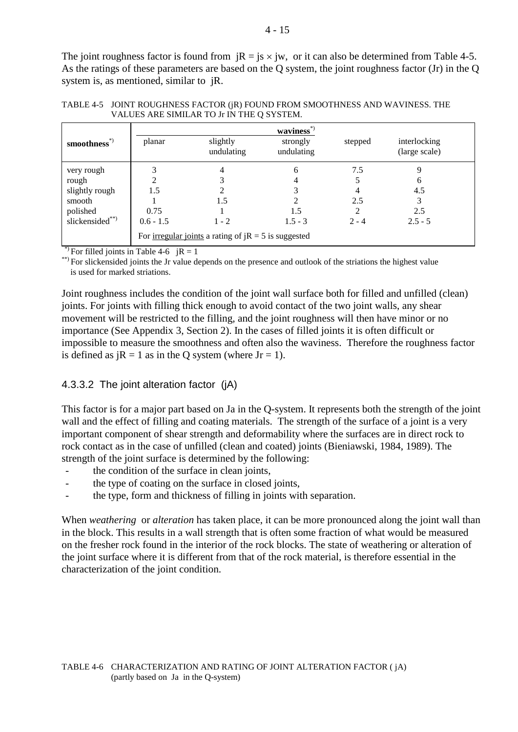The joint roughness factor is found from $jR = js \times jw$, or it can also be determined from Table 4-5. As the ratings of these parameters are based on the Q system, the joint roughness factor (Jr) in the Q system is, as mentioned, similar to jR.

TABLE 4-5 JOINT ROUGHNESS FACTOR (jR) FOUND FROM SMOOTHNESS AND WAVINESS. THE VALUES ARE SIMILAR TO Jr IN THE Q SYSTEM.

| **smoothness**[*)] | **waviness**[*)] | | | | |
|---|---|---|---|---|---|
| | planar | slightly undulating | strongly undulating | stepped | interlocking (large scale) |
| very rough | 3 | 4 | 6 | 7.5 | 9 |
| rough | 2 | 3 | 4 | 5 | 6 |
| slightly rough | 1.5 | 2 | 3 | 4 | 4.5 |
| smooth | 1 | 1.5 | 2 | 2.5 | 3 |
| polished | 0.75 | 1 | 1.5 | 2 | 2.5 |
| slickensided[**)] | 0.6 - 1.5 | 1 - 2 | 1.5 - 3 | 2 - 4 | 2.5 - 5 |
| | For <u>irregular joints</u> a rating of jR = 5 is suggested | | | | |

[*)] For filled joints in Table 4-6 jR = 1
[**)] For slickensided joints the Jr value depends on the presence and outlook of the striations the highest value is used for marked striations.

Joint roughness includes the condition of the joint wall surface both for filled and unfilled (clean) joints. For joints with filling thick enough to avoid contact of the two joint walls, any shear movement will be restricted to the filling, and the joint roughness will then have minor or no importance (See Appendix 3, Section 2). In the cases of filled joints it is often difficult or impossible to measure the smoothness and often also the waviness. Therefore the roughness factor is defined as jR = 1 as in the Q system (where Jr = 1).

### 4.3.3.2 The joint alteration factor (jA)

This factor is for a major part based on Ja in the Q-system. It represents both the strength of the joint wall and the effect of filling and coating materials. The strength of the surface of a joint is a very important component of shear strength and deformability where the surfaces are in direct rock to rock contact as in the case of unfilled (clean and coated) joints (Bieniawski, 1984, 1989). The strength of the joint surface is determined by the following:

- the condition of the surface in clean joints,
- the type of coating on the surface in closed joints,
- the type, form and thickness of filling in joints with separation.

When *weathering* or *alteration* has taken place, it can be more pronounced along the joint wall than in the block. This results in a wall strength that is often some fraction of what would be measured on the fresher rock found in the interior of the rock blocks. The state of weathering or alteration of the joint surface where it is different from that of the rock material, is therefore essential in the characterization of the joint condition.

TABLE 4-6 CHARACTERIZATION AND RATING OF JOINT ALTERATION FACTOR ( jA) (partly based on Ja in the Q-system)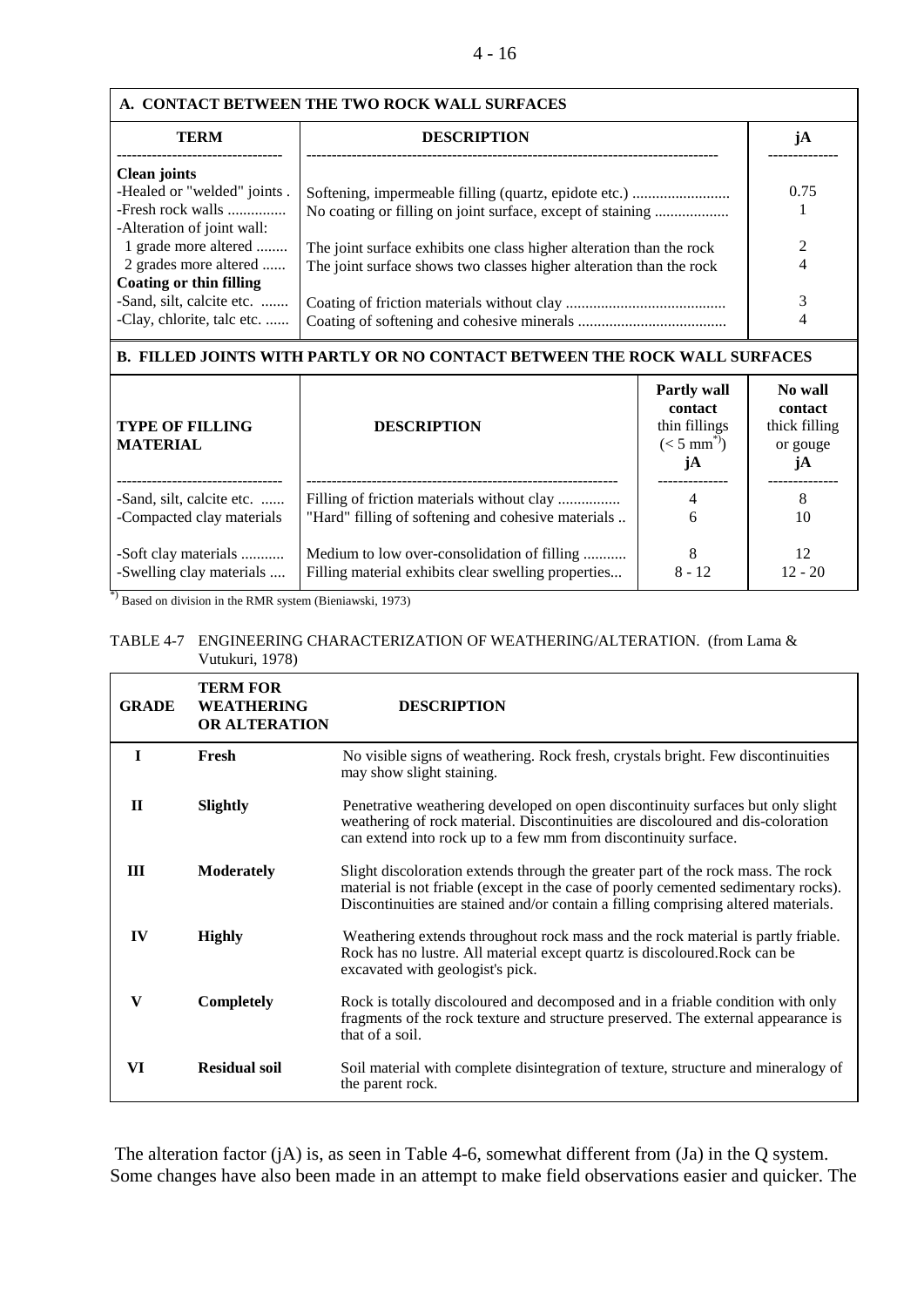**A. CONTACT BETWEEN THE TWO ROCK WALL SURFACES**

| TERM | DESCRIPTION | jA |
|---|---|---|
| **Clean joints** | | |
| -Healed or "welded" joints . | Softening, impermeable filling (quartz, epidote etc.) ......................... | 0.75 |
| -Fresh rock walls ............... | No coating or filling on joint surface, except of staining ................... | 1 |
| -Alteration of joint wall: | | |
| 1 grade more altered ........ | The joint surface exhibits one class higher alteration than the rock | 2 |
| 2 grades more altered ...... | The joint surface shows two classes higher alteration than the rock | 4 |
| **Coating or thin filling** | | |
| -Sand, silt, calcite etc. ....... | Coating of friction materials without clay ......................................... | 3 |
| -Clay, chlorite, talc etc. ...... | Coating of softening and cohesive minerals ...................................... | 4 |

**B. FILLED JOINTS WITH PARTLY OR NO CONTACT BETWEEN THE ROCK WALL SURFACES**

| TYPE OF FILLING MATERIAL | DESCRIPTION | Partly wall contact thin fillings (< 5 mm*)) jA | No wall contact thick filling or gouge jA |
|---|---|---|---|
| -Sand, silt, calcite etc. ...... | Filling of friction materials without clay ................ | 4 | 8 |
| -Compacted clay materials | "Hard" filling of softening and cohesive materials .. | 6 | 10 |
| -Soft clay materials ........... | Medium to low over-consolidation of filling ........... | 8 | 12 |
| -Swelling clay materials .... | Filling material exhibits clear swelling properties... | 8 - 12 | 12 - 20 |

*) Based on division in the RMR system (Bieniawski, 1973)

TABLE 4-7 ENGINEERING CHARACTERIZATION OF WEATHERING/ALTERATION. (from Lama & Vutukuri, 1978)

| GRADE | TERM FOR WEATHERING OR ALTERATION | DESCRIPTION |
|---|---|---|
| **I** | **Fresh** | No visible signs of weathering. Rock fresh, crystals bright. Few discontinuities may show slight staining. |
| **II** | **Slightly** | Penetrative weathering developed on open discontinuity surfaces but only slight weathering of rock material. Discontinuities are discoloured and dis-coloration can extend into rock up to a few mm from discontinuity surface. |
| **III** | **Moderately** | Slight discoloration extends through the greater part of the rock mass. The rock material is not friable (except in the case of poorly cemented sedimentary rocks). Discontinuities are stained and/or contain a filling comprising altered materials. |
| **IV** | **Highly** | Weathering extends throughout rock mass and the rock material is partly friable. Rock has no lustre. All material except quartz is discoloured.Rock can be excavated with geologist's pick. |
| **V** | **Completely** | Rock is totally discoloured and decomposed and in a friable condition with only fragments of the rock texture and structure preserved. The external appearance is that of a soil. |
| **VI** | **Residual soil** | Soil material with complete disintegration of texture, structure and mineralogy of the parent rock. |

The alteration factor (jA) is, as seen in Table 4-6, somewhat different from (Ja) in the Q system. Some changes have also been made in an attempt to make field observations easier and quicker. The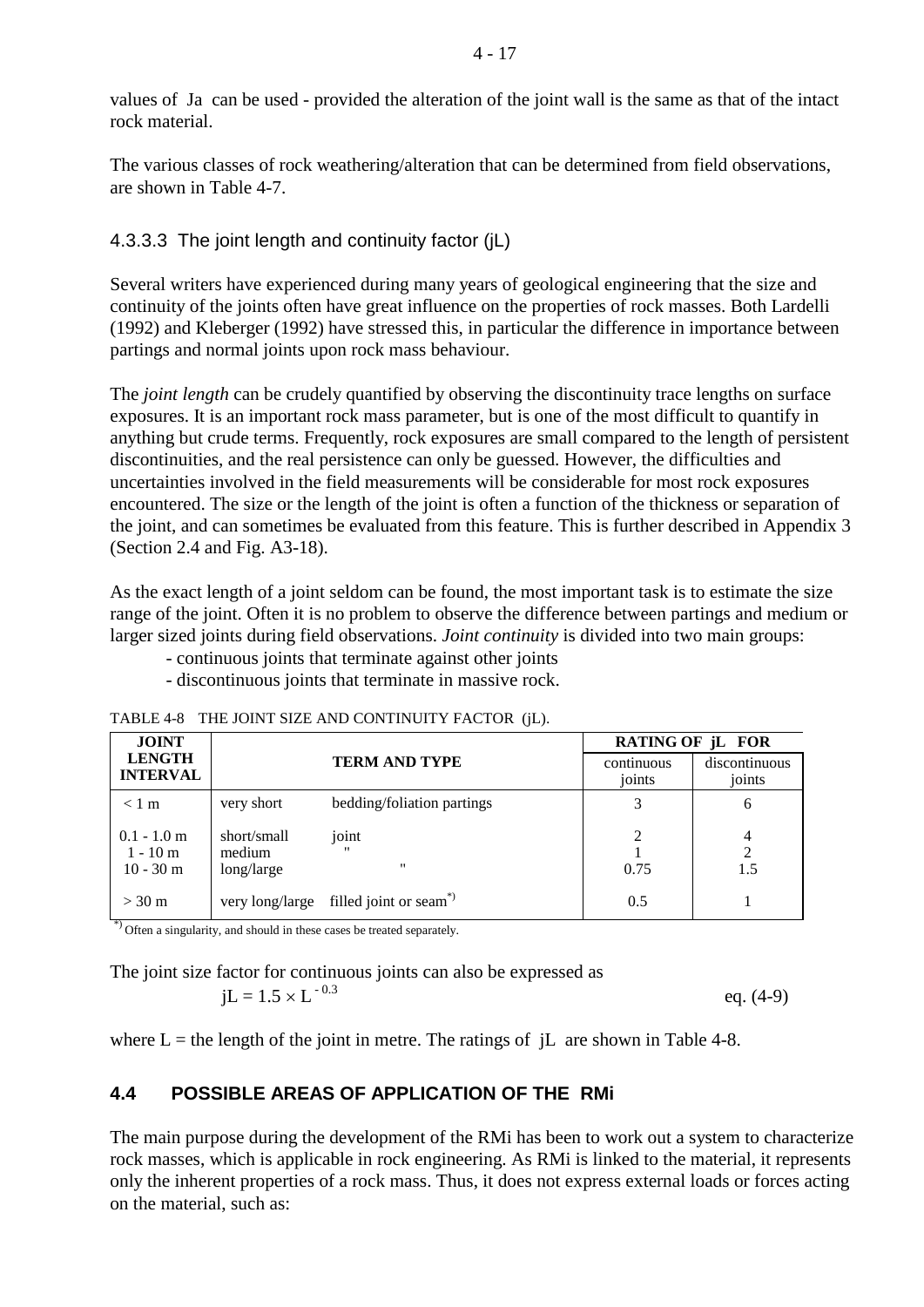values of Ja can be used - provided the alteration of the joint wall is the same as that of the intact rock material.

The various classes of rock weathering/alteration that can be determined from field observations, are shown in Table 4-7.

#### 4.3.3.3 The joint length and continuity factor (jL)

Several writers have experienced during many years of geological engineering that the size and continuity of the joints often have great influence on the properties of rock masses. Both Lardelli (1992) and Kleberger (1992) have stressed this, in particular the difference in importance between partings and normal joints upon rock mass behaviour.

The *joint length* can be crudely quantified by observing the discontinuity trace lengths on surface exposures. It is an important rock mass parameter, but is one of the most difficult to quantify in anything but crude terms. Frequently, rock exposures are small compared to the length of persistent discontinuities, and the real persistence can only be guessed. However, the difficulties and uncertainties involved in the field measurements will be considerable for most rock exposures encountered. The size or the length of the joint is often a function of the thickness or separation of the joint, and can sometimes be evaluated from this feature. This is further described in Appendix 3 (Section 2.4 and Fig. A3-18).

As the exact length of a joint seldom can be found, the most important task is to estimate the size range of the joint. Often it is no problem to observe the difference between partings and medium or larger sized joints during field observations. *Joint continuity* is divided into two main groups:

- continuous joints that terminate against other joints
- discontinuous joints that terminate in massive rock.

TABLE 4-8 THE JOINT SIZE AND CONTINUITY FACTOR (jL).

| JOINT LENGTH INTERVAL | TERM AND TYPE | | RATING OF jL FOR | |
|---|---|---|---|---|
| | | | continuous joints | discontinuous joints |
| < 1 m | very short | bedding/foliation partings | 3 | 6 |
| 0.1 - 1.0 m | short/small | joint | 2 | 4 |
| 1 - 10 m | medium | " | 1 | 2 |
| 10 - 30 m | long/large | " | 0.75 | 1.5 |
| > 30 m | very long/large | filled joint or seam*) | 0.5 | 1 |

*) Often a singularity, and should in these cases be treated separately.

The joint size factor for continuous joints can also be expressed as

$$jL = 1.5 \times L^{-0.3} \qquad \text{eq. (4-9)}$$

where L = the length of the joint in metre. The ratings of jL are shown in Table 4-8.

## 4.4 POSSIBLE AREAS OF APPLICATION OF THE RMi

The main purpose during the development of the RMi has been to work out a system to characterize rock masses, which is applicable in rock engineering. As RMi is linked to the material, it represents only the inherent properties of a rock mass. Thus, it does not express external loads or forces acting on the material, such as: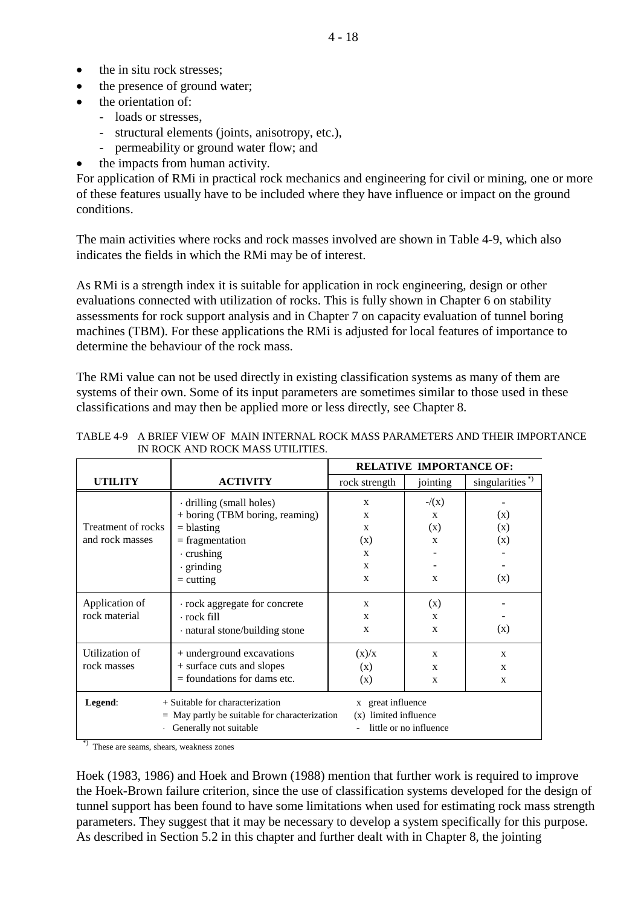- the in situ rock stresses;
- the presence of ground water;
- the orientation of:
  - loads or stresses,
  - structural elements (joints, anisotropy, etc.),
  - permeability or ground water flow; and
- the impacts from human activity.

For application of RMi in practical rock mechanics and engineering for civil or mining, one or more of these features usually have to be included where they have influence or impact on the ground conditions.

The main activities where rocks and rock masses involved are shown in Table 4-9, which also indicates the fields in which the RMi may be of interest.

As RMi is a strength index it is suitable for application in rock engineering, design or other evaluations connected with utilization of rocks. This is fully shown in Chapter 6 on stability assessments for rock support analysis and in Chapter 7 on capacity evaluation of tunnel boring machines (TBM). For these applications the RMi is adjusted for local features of importance to determine the behaviour of the rock mass.

The RMi value can not be used directly in existing classification systems as many of them are systems of their own. Some of its input parameters are sometimes similar to those used in these classifications and may then be applied more or less directly, see Chapter 8.

TABLE 4-9 A BRIEF VIEW OF MAIN INTERNAL ROCK MASS PARAMETERS AND THEIR IMPORTANCE IN ROCK AND ROCK MASS UTILITIES.

| | | RELATIVE IMPORTANCE OF: | | |
|---|---|---|---|---|
| **UTILITY** | **ACTIVITY** | rock strength | jointing | singularities *) |
| Treatment of rocks and rock masses | · drilling (small holes) | x | -/(x) | - |
| | + boring (TBM boring, reaming) | x | x | (x) |
| | = blasting | x | (x) | (x) |
| | = fragmentation | (x) | x | (x) |
| | · crushing | x | - | - |
| | · grinding | x | - | - |
| | = cutting | x | x | (x) |
| Application of rock material | · rock aggregate for concrete | x | (x) | - |
| | · rock fill | x | x | - |
| | · natural stone/building stone | x | x | (x) |
| Utilization of rock masses | + underground excavations | (x)/x | x | x |
| | + surface cuts and slopes | (x) | x | x |
| | = foundations for dams etc. | (x) | x | x |

**Legend**: + Suitable for characterization; = May partly be suitable for characterization; · Generally not suitable; x great influence; (x) limited influence; - little or no influence

*) These are seams, shears, weakness zones

Hoek (1983, 1986) and Hoek and Brown (1988) mention that further work is required to improve the Hoek-Brown failure criterion, since the use of classification systems developed for the design of tunnel support has been found to have some limitations when used for estimating rock mass strength parameters. They suggest that it may be necessary to develop a system specifically for this purpose. As described in Section 5.2 in this chapter and further dealt with in Chapter 8, the jointing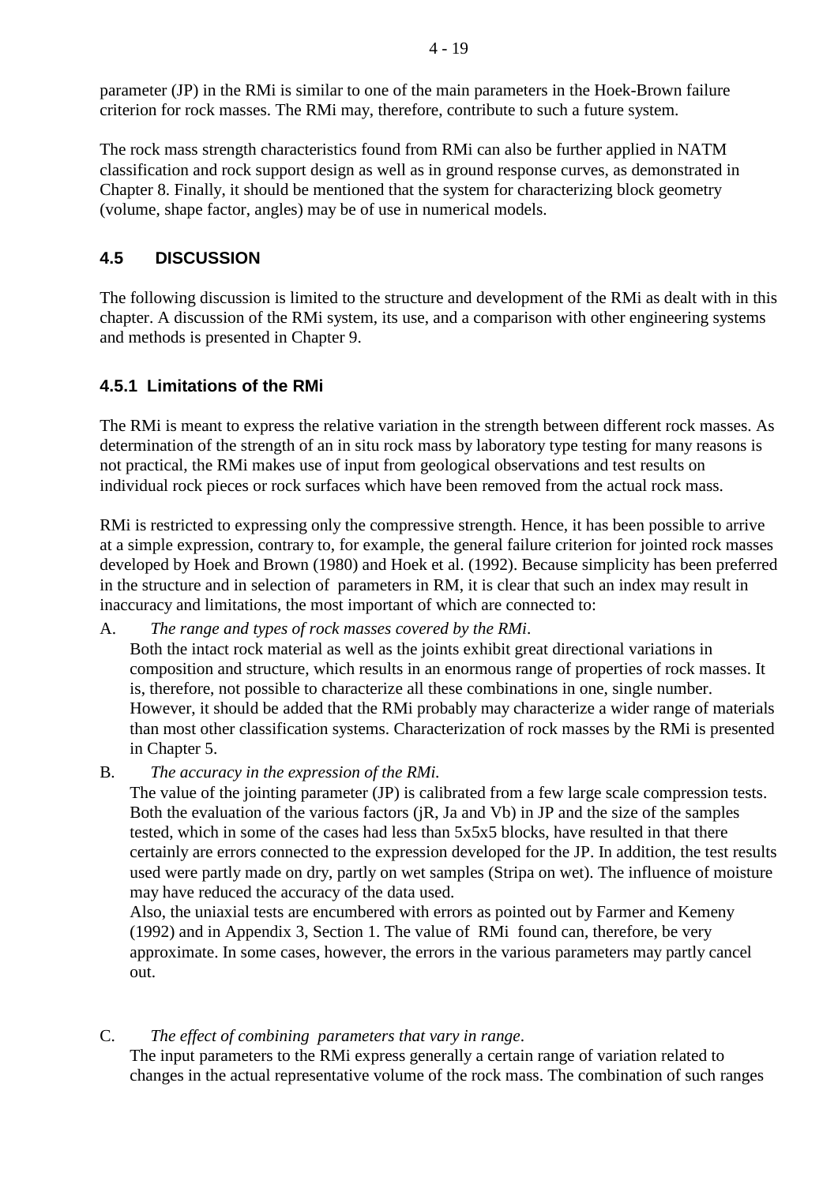parameter (JP) in the RMi is similar to one of the main parameters in the Hoek-Brown failure criterion for rock masses. The RMi may, therefore, contribute to such a future system.

The rock mass strength characteristics found from RMi can also be further applied in NATM classification and rock support design as well as in ground response curves, as demonstrated in Chapter 8. Finally, it should be mentioned that the system for characterizing block geometry (volume, shape factor, angles) may be of use in numerical models.

## 4.5 DISCUSSION

The following discussion is limited to the structure and development of the RMi as dealt with in this chapter. A discussion of the RMi system, its use, and a comparison with other engineering systems and methods is presented in Chapter 9.

### 4.5.1 Limitations of the RMi

The RMi is meant to express the relative variation in the strength between different rock masses. As determination of the strength of an in situ rock mass by laboratory type testing for many reasons is not practical, the RMi makes use of input from geological observations and test results on individual rock pieces or rock surfaces which have been removed from the actual rock mass.

RMi is restricted to expressing only the compressive strength. Hence, it has been possible to arrive at a simple expression, contrary to, for example, the general failure criterion for jointed rock masses developed by Hoek and Brown (1980) and Hoek et al. (1992). Because simplicity has been preferred in the structure and in selection of parameters in RM, it is clear that such an index may result in inaccuracy and limitations, the most important of which are connected to:

A. *The range and types of rock masses covered by the RMi*.
   Both the intact rock material as well as the joints exhibit great directional variations in composition and structure, which results in an enormous range of properties of rock masses. It is, therefore, not possible to characterize all these combinations in one, single number. However, it should be added that the RMi probably may characterize a wider range of materials than most other classification systems. Characterization of rock masses by the RMi is presented in Chapter 5.

B. *The accuracy in the expression of the RMi.*
   The value of the jointing parameter (JP) is calibrated from a few large scale compression tests. Both the evaluation of the various factors (jR, Ja and Vb) in JP and the size of the samples tested, which in some of the cases had less than 5x5x5 blocks, have resulted in that there certainly are errors connected to the expression developed for the JP. In addition, the test results used were partly made on dry, partly on wet samples (Stripa on wet). The influence of moisture may have reduced the accuracy of the data used.
   Also, the uniaxial tests are encumbered with errors as pointed out by Farmer and Kemeny (1992) and in Appendix 3, Section 1. The value of RMi found can, therefore, be very approximate. In some cases, however, the errors in the various parameters may partly cancel out.

C. *The effect of combining parameters that vary in range*.
   The input parameters to the RMi express generally a certain range of variation related to changes in the actual representative volume of the rock mass. The combination of such ranges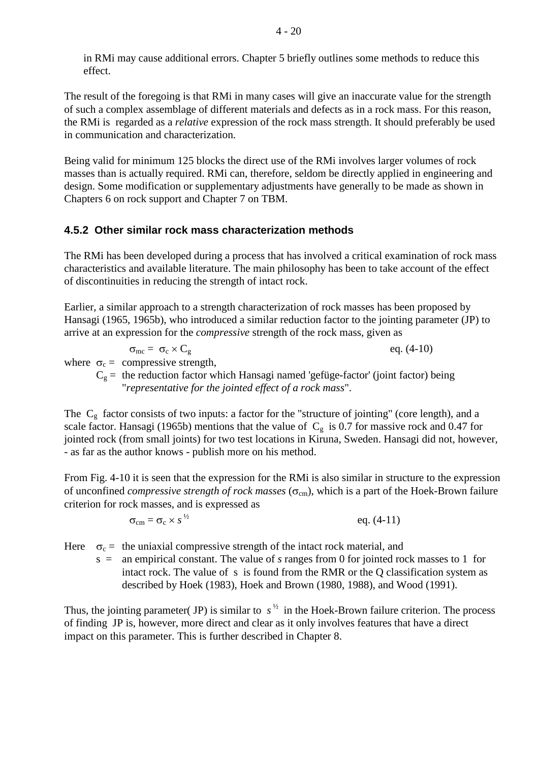in RMi may cause additional errors. Chapter 5 briefly outlines some methods to reduce this effect.

The result of the foregoing is that RMi in many cases will give an inaccurate value for the strength of such a complex assemblage of different materials and defects as in a rock mass. For this reason, the RMi is regarded as a *relative* expression of the rock mass strength. It should preferably be used in communication and characterization.

Being valid for minimum 125 blocks the direct use of the RMi involves larger volumes of rock masses than is actually required. RMi can, therefore, seldom be directly applied in engineering and design. Some modification or supplementary adjustments have generally to be made as shown in Chapters 6 on rock support and Chapter 7 on TBM.

### 4.5.2 Other similar rock mass characterization methods

The RMi has been developed during a process that has involved a critical examination of rock mass characteristics and available literature. The main philosophy has been to take account of the effect of discontinuities in reducing the strength of intact rock.

Earlier, a similar approach to a strength characterization of rock masses has been proposed by Hansagi (1965, 1965b), who introduced a similar reduction factor to the jointing parameter (JP) to arrive at an expression for the *compressive* strength of the rock mass, given as

$$\sigma_{mc} = \sigma_c \times C_g \qquad \text{eq. (4-10)}$$

where $\sigma_c$ = compressive strength,

$C_g$ = the reduction factor which Hansagi named 'gefüge-factor' (joint factor) being "*representative for the jointed effect of a rock mass*".

The $C_g$ factor consists of two inputs: a factor for the "structure of jointing" (core length), and a scale factor. Hansagi (1965b) mentions that the value of $C_g$ is 0.7 for massive rock and 0.47 for jointed rock (from small joints) for two test locations in Kiruna, Sweden. Hansagi did not, however, - as far as the author knows - publish more on his method.

From Fig. 4-10 it is seen that the expression for the RMi is also similar in structure to the expression of unconfined *compressive strength of rock masses* ($\sigma_{cm}$), which is a part of the Hoek-Brown failure criterion for rock masses, and is expressed as

$$\sigma_{cm} = \sigma_c \times s^{1/2} \qquad \text{eq. (4-11)}$$

Here $\sigma_c$ = the uniaxial compressive strength of the intact rock material, and

$s$ = an empirical constant. The value of *s* ranges from 0 for jointed rock masses to 1 for intact rock. The value of $s$ is found from the RMR or the Q classification system as described by Hoek (1983), Hoek and Brown (1980, 1988), and Wood (1991).

Thus, the jointing parameter( JP) is similar to $s^{1/2}$ in the Hoek-Brown failure criterion. The process of finding JP is, however, more direct and clear as it only involves features that have a direct impact on this parameter. This is further described in Chapter 8.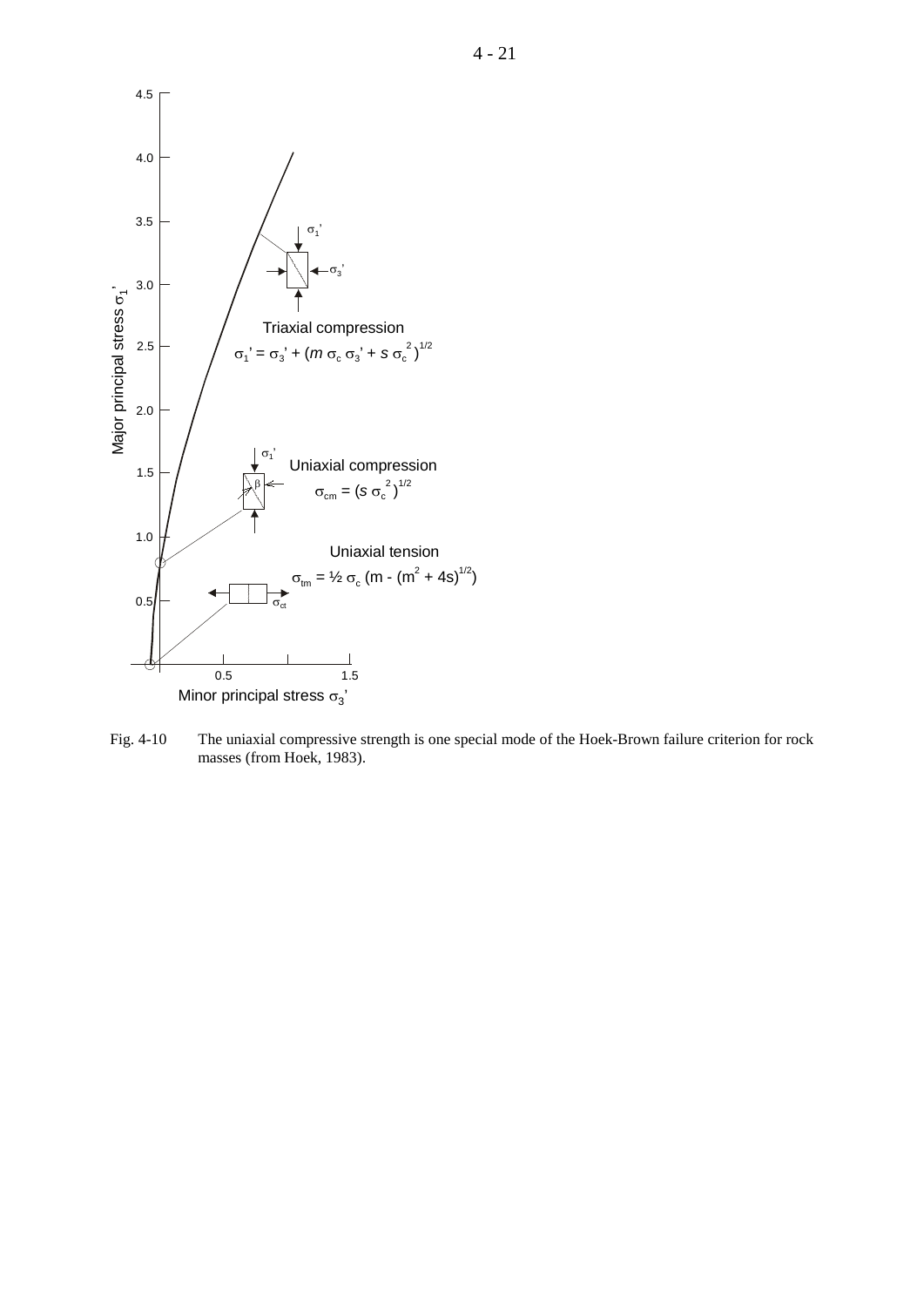4.5

4.0

3.5

3.0

2.5

2.0

1.5

1.0

0.5

Major principal stress $\sigma_1'$

$\sigma_1'$

$\sigma_3'$

Triaxial compression

$\sigma_1' = \sigma_3' + (m\,\sigma_c\,\sigma_3' + s\,\sigma_c^{\,2})^{1/2}$

$\sigma_1'$

$\beta$

Uniaxial compression

$\sigma_{cm} = (s\,\sigma_c^{\,2})^{1/2}$

Uniaxial tension

$\sigma_{tm} = ½\,\sigma_c\,(m - (m^2 + 4s)^{1/2})$

$\sigma_{ct}$

0.5

1.5

Minor principal stress $\sigma_3'$

Fig. 4-10 The uniaxial compressive strength is one special mode of the Hoek-Brown failure criterion for rock masses (from Hoek, 1983).